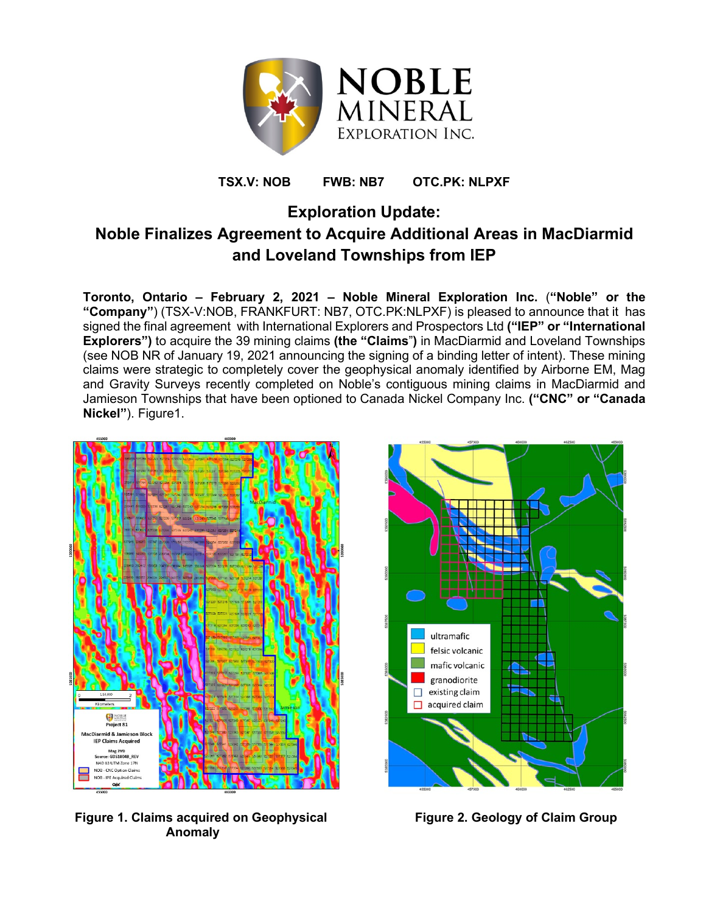TSX.V: NOB FWB: NB7 OTC.PK: NLPXF

# Exploration Update:

# Noble Finalizes Agreement to Acquire Additional Areas in MacDiarmid and Loveland Townships from IEP

**Toronto, Ontario – February 2, 2021 – Noble Mineral Exploration Inc.** (**"Noble" or the "Company"**) (TSX-V:NOB, FRANKFURT: NB7, OTC.PK:NLPXF) is pleased to announce that it has signed the final agreement with International Explorers and Prospectors Ltd **("IEP" or "International Explorers")** to acquire the 39 mining claims **(the "Claims")** in MacDiarmid and Loveland Townships (see NOB NR of January 19, 2021 announcing the signing of a binding letter of intent). These mining claims were strategic to completely cover the geophysical anomaly identified by Airborne EM, Mag and Gravity Surveys recently completed on Noble's contiguous mining claims in MacDiarmid and Jamieson Townships that have been optioned to Canada Nickel Company Inc. **("CNC" or "Canada Nickel")**. Figure1.

**Figure 1. Claims acquired on Geophysical Anomaly**

**Figure 2. Geology of Claim Group**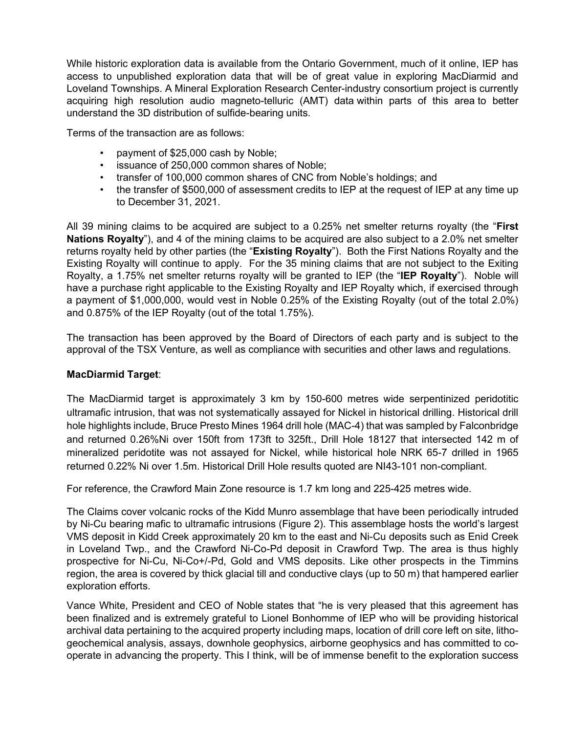While historic exploration data is available from the Ontario Government, much of it online, IEP has access to unpublished exploration data that will be of great value in exploring MacDiarmid and Loveland Townships. A Mineral Exploration Research Center-industry consortium project is currently acquiring high resolution audio magneto-telluric (AMT) data within parts of this area to better understand the 3D distribution of sulfide-bearing units.

Terms of the transaction are as follows:

- payment of $25,000 cash by Noble;
- issuance of 250,000 common shares of Noble;
- transfer of 100,000 common shares of CNC from Noble's holdings; and
- the transfer of $500,000 of assessment credits to IEP at the request of IEP at any time up to December 31, 2021.

All 39 mining claims to be acquired are subject to a 0.25% net smelter returns royalty (the "**First Nations Royalty**"), and 4 of the mining claims to be acquired are also subject to a 2.0% net smelter returns royalty held by other parties (the "**Existing Royalty**"). Both the First Nations Royalty and the Existing Royalty will continue to apply. For the 35 mining claims that are not subject to the Exiting Royalty, a 1.75% net smelter returns royalty will be granted to IEP (the "**IEP Royalty**"). Noble will have a purchase right applicable to the Existing Royalty and IEP Royalty which, if exercised through a payment of $1,000,000, would vest in Noble 0.25% of the Existing Royalty (out of the total 2.0%) and 0.875% of the IEP Royalty (out of the total 1.75%).

The transaction has been approved by the Board of Directors of each party and is subject to the approval of the TSX Venture, as well as compliance with securities and other laws and regulations.

**MacDiarmid Target**:

The MacDiarmid target is approximately 3 km by 150-600 metres wide serpentinized peridotitic ultramafic intrusion, that was not systematically assayed for Nickel in historical drilling. Historical drill hole highlights include, Bruce Presto Mines 1964 drill hole (MAC-4) that was sampled by Falconbridge and returned 0.26%Ni over 150ft from 173ft to 325ft., Drill Hole 18127 that intersected 142 m of mineralized peridotite was not assayed for Nickel, while historical hole NRK 65-7 drilled in 1965 returned 0.22% Ni over 1.5m. Historical Drill Hole results quoted are NI43-101 non-compliant.

For reference, the Crawford Main Zone resource is 1.7 km long and 225-425 metres wide.

The Claims cover volcanic rocks of the Kidd Munro assemblage that have been periodically intruded by Ni-Cu bearing mafic to ultramafic intrusions (Figure 2). This assemblage hosts the world's largest VMS deposit in Kidd Creek approximately 20 km to the east and Ni-Cu deposits such as Enid Creek in Loveland Twp., and the Crawford Ni-Co-Pd deposit in Crawford Twp. The area is thus highly prospective for Ni-Cu, Ni-Co+/-Pd, Gold and VMS deposits. Like other prospects in the Timmins region, the area is covered by thick glacial till and conductive clays (up to 50 m) that hampered earlier exploration efforts.

Vance White, President and CEO of Noble states that "he is very pleased that this agreement has been finalized and is extremely grateful to Lionel Bonhomme of IEP who will be providing historical archival data pertaining to the acquired property including maps, location of drill core left on site, litho-geochemical analysis, assays, downhole geophysics, airborne geophysics and has committed to co-operate in advancing the property. This I think, will be of immense benefit to the exploration success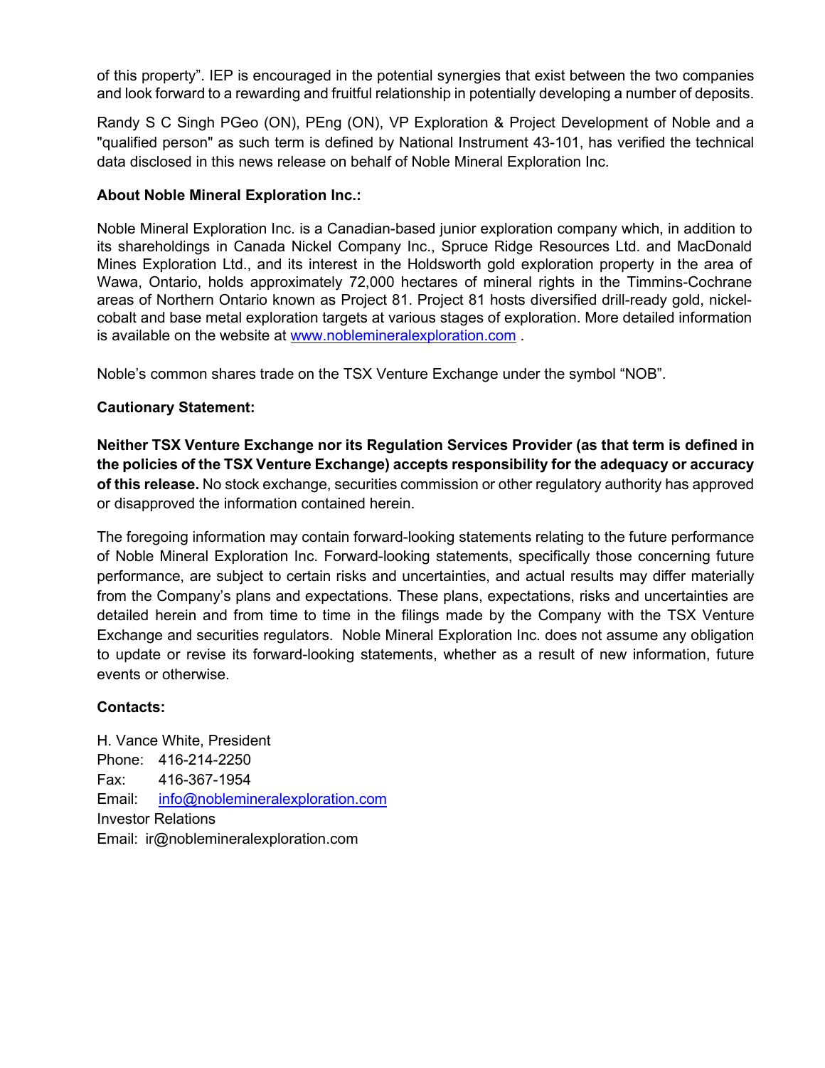of this property". IEP is encouraged in the potential synergies that exist between the two companies and look forward to a rewarding and fruitful relationship in potentially developing a number of deposits.

Randy S C Singh PGeo (ON), PEng (ON), VP Exploration & Project Development of Noble and a "qualified person" as such term is defined by National Instrument 43-101, has verified the technical data disclosed in this news release on behalf of Noble Mineral Exploration Inc.

**About Noble Mineral Exploration Inc.:**

Noble Mineral Exploration Inc. is a Canadian-based junior exploration company which, in addition to its shareholdings in Canada Nickel Company Inc., Spruce Ridge Resources Ltd. and MacDonald Mines Exploration Ltd., and its interest in the Holdsworth gold exploration property in the area of Wawa, Ontario, holds approximately 72,000 hectares of mineral rights in the Timmins-Cochrane areas of Northern Ontario known as Project 81. Project 81 hosts diversified drill-ready gold, nickel-cobalt and base metal exploration targets at various stages of exploration. More detailed information is available on the website at [www.noblemineralexploration.com](http://www.noblemineralexploration.com) .

Noble's common shares trade on the TSX Venture Exchange under the symbol "NOB".

**Cautionary Statement:**

**Neither TSX Venture Exchange nor its Regulation Services Provider (as that term is defined in the policies of the TSX Venture Exchange) accepts responsibility for the adequacy or accuracy of this release.** No stock exchange, securities commission or other regulatory authority has approved or disapproved the information contained herein.

The foregoing information may contain forward-looking statements relating to the future performance of Noble Mineral Exploration Inc. Forward-looking statements, specifically those concerning future performance, are subject to certain risks and uncertainties, and actual results may differ materially from the Company's plans and expectations. These plans, expectations, risks and uncertainties are detailed herein and from time to time in the filings made by the Company with the TSX Venture Exchange and securities regulators. Noble Mineral Exploration Inc. does not assume any obligation to update or revise its forward-looking statements, whether as a result of new information, future events or otherwise.

**Contacts:**

H. Vance White, President
Phone: 416-214-2250
Fax: 416-367-1954
Email: [info@noblemineralexploration.com](mailto:info@noblemineralexploration.com)
Investor Relations
Email: ir@noblemineralexploration.com